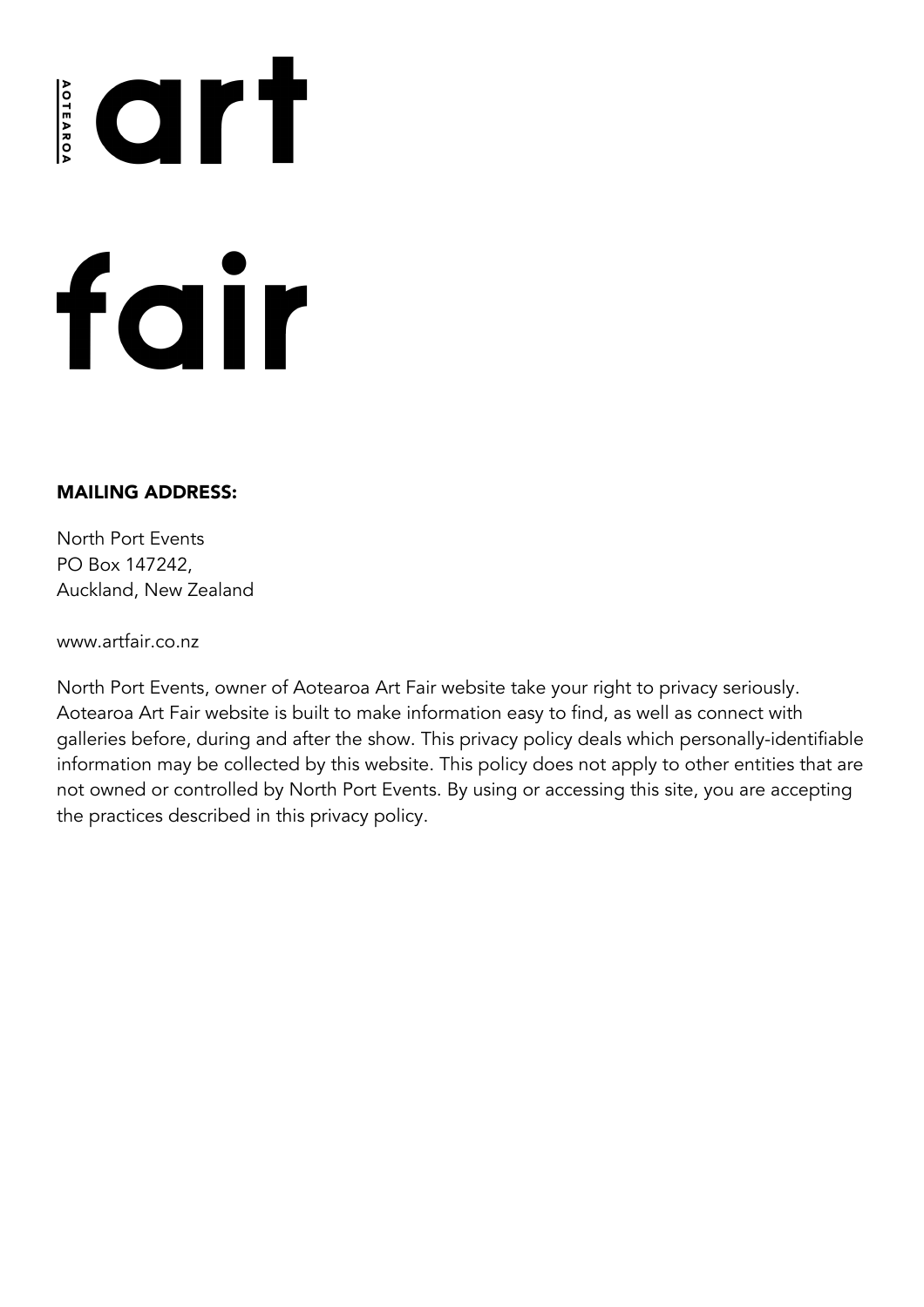AOTEAROA

# art fair

**MAILING ADDRESS:**

North Port Events
PO Box 147242,
Auckland, New Zealand

www.artfair.co.nz

North Port Events, owner of Aotearoa Art Fair website take your right to privacy seriously. Aotearoa Art Fair website is built to make information easy to find, as well as connect with galleries before, during and after the show. This privacy policy deals which personally-identifiable information may be collected by this website. This policy does not apply to other entities that are not owned or controlled by North Port Events. By using or accessing this site, you are accepting the practices described in this privacy policy.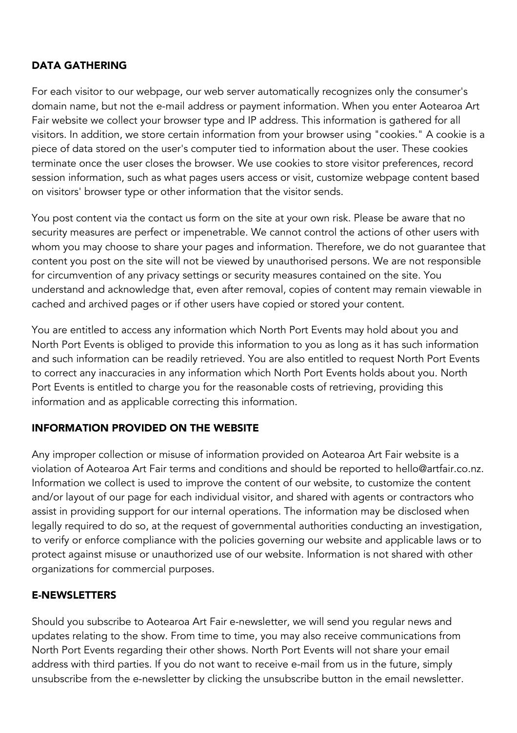## DATA GATHERING

For each visitor to our webpage, our web server automatically recognizes only the consumer's domain name, but not the e-mail address or payment information. When you enter Aotearoa Art Fair website we collect your browser type and IP address. This information is gathered for all visitors. In addition, we store certain information from your browser using "cookies." A cookie is a piece of data stored on the user's computer tied to information about the user. These cookies terminate once the user closes the browser. We use cookies to store visitor preferences, record session information, such as what pages users access or visit, customize webpage content based on visitors' browser type or other information that the visitor sends.

You post content via the contact us form on the site at your own risk. Please be aware that no security measures are perfect or impenetrable. We cannot control the actions of other users with whom you may choose to share your pages and information. Therefore, we do not guarantee that content you post on the site will not be viewed by unauthorised persons. We are not responsible for circumvention of any privacy settings or security measures contained on the site. You understand and acknowledge that, even after removal, copies of content may remain viewable in cached and archived pages or if other users have copied or stored your content.

You are entitled to access any information which North Port Events may hold about you and North Port Events is obliged to provide this information to you as long as it has such information and such information can be readily retrieved. You are also entitled to request North Port Events to correct any inaccuracies in any information which North Port Events holds about you. North Port Events is entitled to charge you for the reasonable costs of retrieving, providing this information and as applicable correcting this information.

## INFORMATION PROVIDED ON THE WEBSITE

Any improper collection or misuse of information provided on Aotearoa Art Fair website is a violation of Aotearoa Art Fair terms and conditions and should be reported to hello@artfair.co.nz. Information we collect is used to improve the content of our website, to customize the content and/or layout of our page for each individual visitor, and shared with agents or contractors who assist in providing support for our internal operations. The information may be disclosed when legally required to do so, at the request of governmental authorities conducting an investigation, to verify or enforce compliance with the policies governing our website and applicable laws or to protect against misuse or unauthorized use of our website. Information is not shared with other organizations for commercial purposes.

## E-NEWSLETTERS

Should you subscribe to Aotearoa Art Fair e-newsletter, we will send you regular news and updates relating to the show. From time to time, you may also receive communications from North Port Events regarding their other shows. North Port Events will not share your email address with third parties. If you do not want to receive e-mail from us in the future, simply unsubscribe from the e-newsletter by clicking the unsubscribe button in the email newsletter.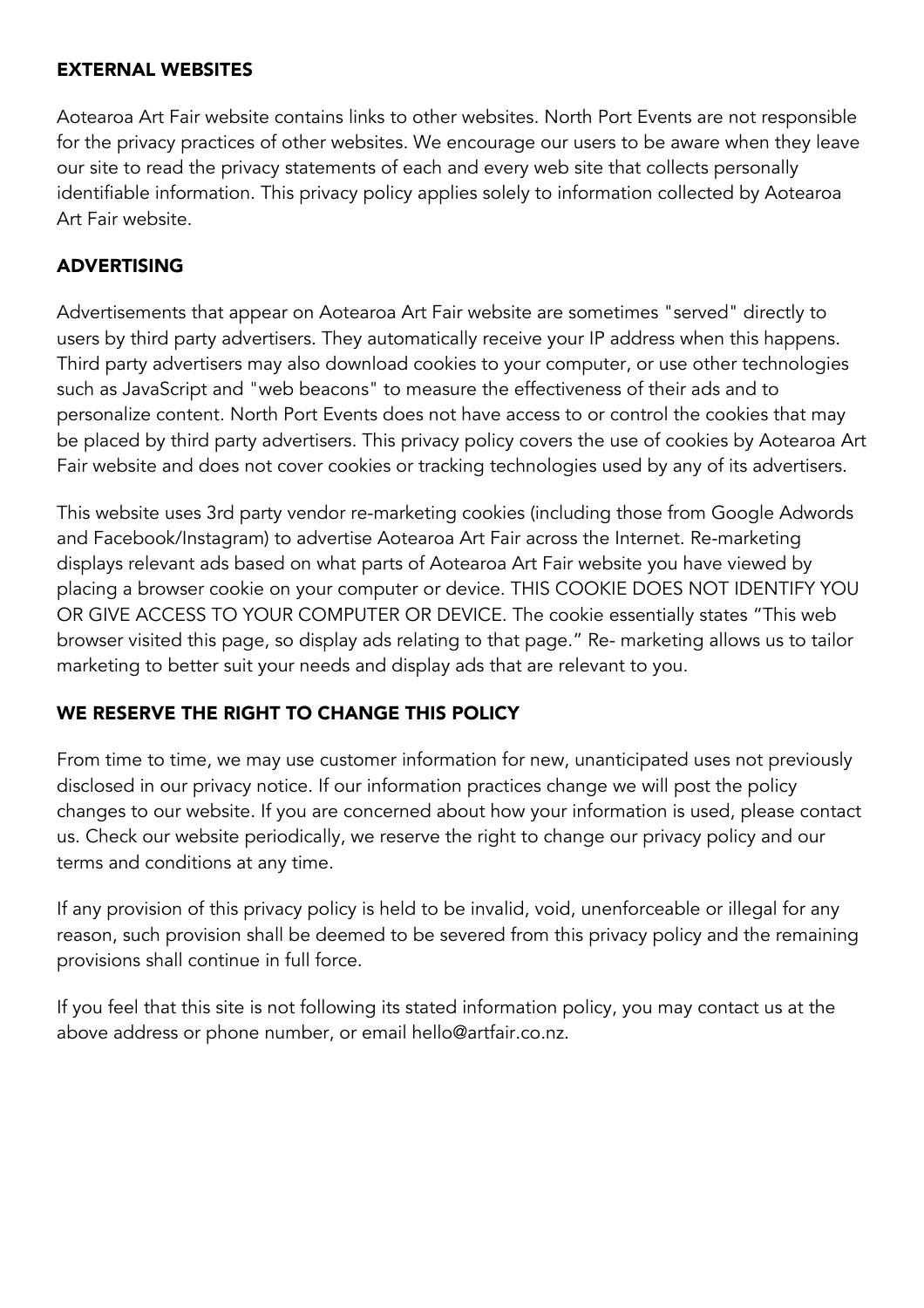## EXTERNAL WEBSITES

Aotearoa Art Fair website contains links to other websites. North Port Events are not responsible for the privacy practices of other websites. We encourage our users to be aware when they leave our site to read the privacy statements of each and every web site that collects personally identifiable information. This privacy policy applies solely to information collected by Aotearoa Art Fair website.

## ADVERTISING

Advertisements that appear on Aotearoa Art Fair website are sometimes "served" directly to users by third party advertisers. They automatically receive your IP address when this happens. Third party advertisers may also download cookies to your computer, or use other technologies such as JavaScript and "web beacons" to measure the effectiveness of their ads and to personalize content. North Port Events does not have access to or control the cookies that may be placed by third party advertisers. This privacy policy covers the use of cookies by Aotearoa Art Fair website and does not cover cookies or tracking technologies used by any of its advertisers.

This website uses 3rd party vendor re-marketing cookies (including those from Google Adwords and Facebook/Instagram) to advertise Aotearoa Art Fair across the Internet. Re-marketing displays relevant ads based on what parts of Aotearoa Art Fair website you have viewed by placing a browser cookie on your computer or device. THIS COOKIE DOES NOT IDENTIFY YOU OR GIVE ACCESS TO YOUR COMPUTER OR DEVICE. The cookie essentially states "This web browser visited this page, so display ads relating to that page." Re- marketing allows us to tailor marketing to better suit your needs and display ads that are relevant to you.

## WE RESERVE THE RIGHT TO CHANGE THIS POLICY

From time to time, we may use customer information for new, unanticipated uses not previously disclosed in our privacy notice. If our information practices change we will post the policy changes to our website. If you are concerned about how your information is used, please contact us. Check our website periodically, we reserve the right to change our privacy policy and our terms and conditions at any time.

If any provision of this privacy policy is held to be invalid, void, unenforceable or illegal for any reason, such provision shall be deemed to be severed from this privacy policy and the remaining provisions shall continue in full force.

If you feel that this site is not following its stated information policy, you may contact us at the above address or phone number, or email hello@artfair.co.nz.